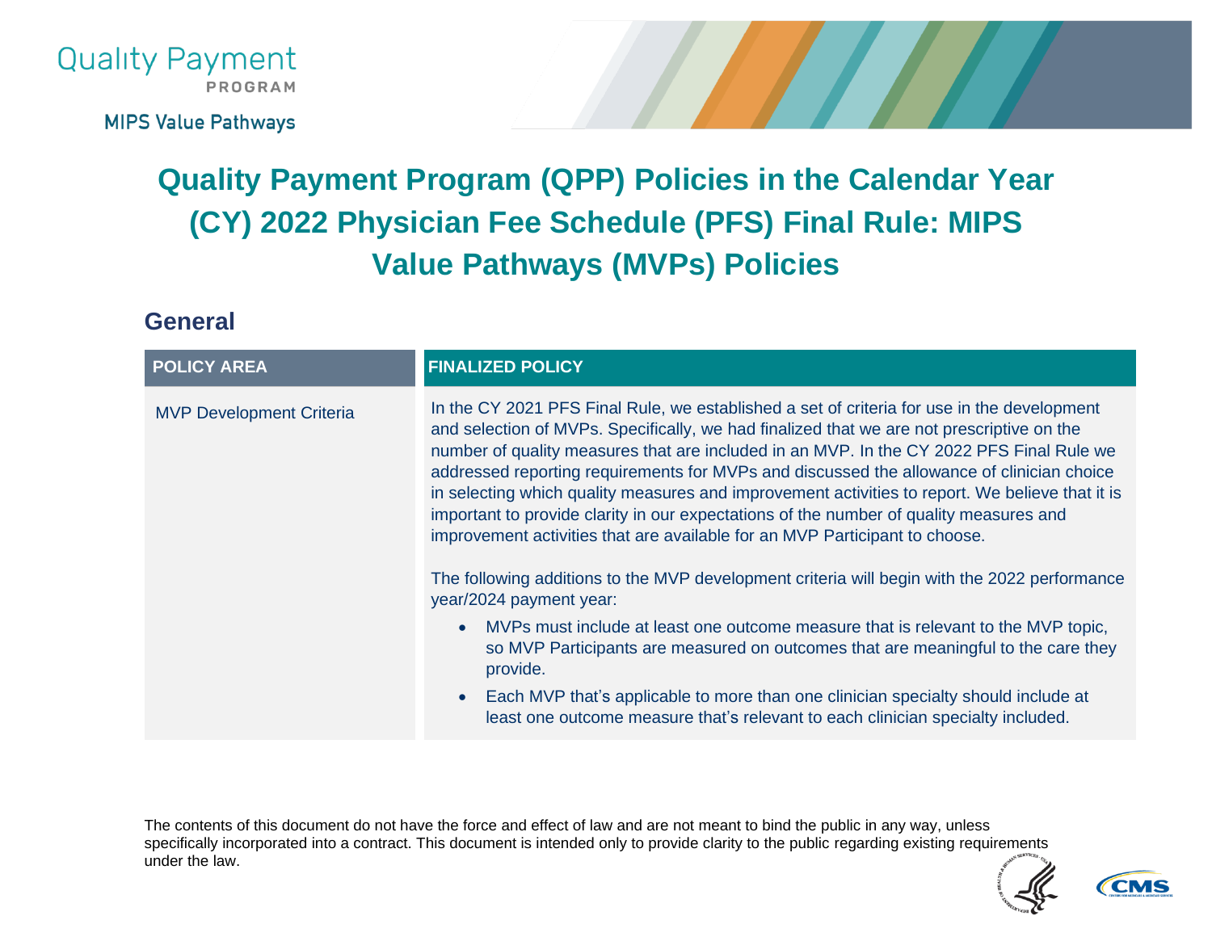Quality Payment PROGRAM

MIPS Value Pathways

# Quality Payment Program (QPP) Policies in the Calendar Year (CY) 2022 Physician Fee Schedule (PFS) Final Rule: MIPS Value Pathways (MVPs) Policies

## General

| POLICY AREA | FINALIZED POLICY |
|---|---|
| MVP Development Criteria | In the CY 2021 PFS Final Rule, we established a set of criteria for use in the development and selection of MVPs. Specifically, we had finalized that we are not prescriptive on the number of quality measures that are included in an MVP. In the CY 2022 PFS Final Rule we addressed reporting requirements for MVPs and discussed the allowance of clinician choice in selecting which quality measures and improvement activities to report. We believe that it is important to provide clarity in our expectations of the number of quality measures and improvement activities that are available for an MVP Participant to choose.<br><br>The following additions to the MVP development criteria will begin with the 2022 performance year/2024 payment year:<br>• MVPs must include at least one outcome measure that is relevant to the MVP topic, so MVP Participants are measured on outcomes that are meaningful to the care they provide.<br>• Each MVP that's applicable to more than one clinician specialty should include at least one outcome measure that's relevant to each clinician specialty included. |

The contents of this document do not have the force and effect of law and are not meant to bind the public in any way, unless specifically incorporated into a contract. This document is intended only to provide clarity to the public regarding existing requirements under the law.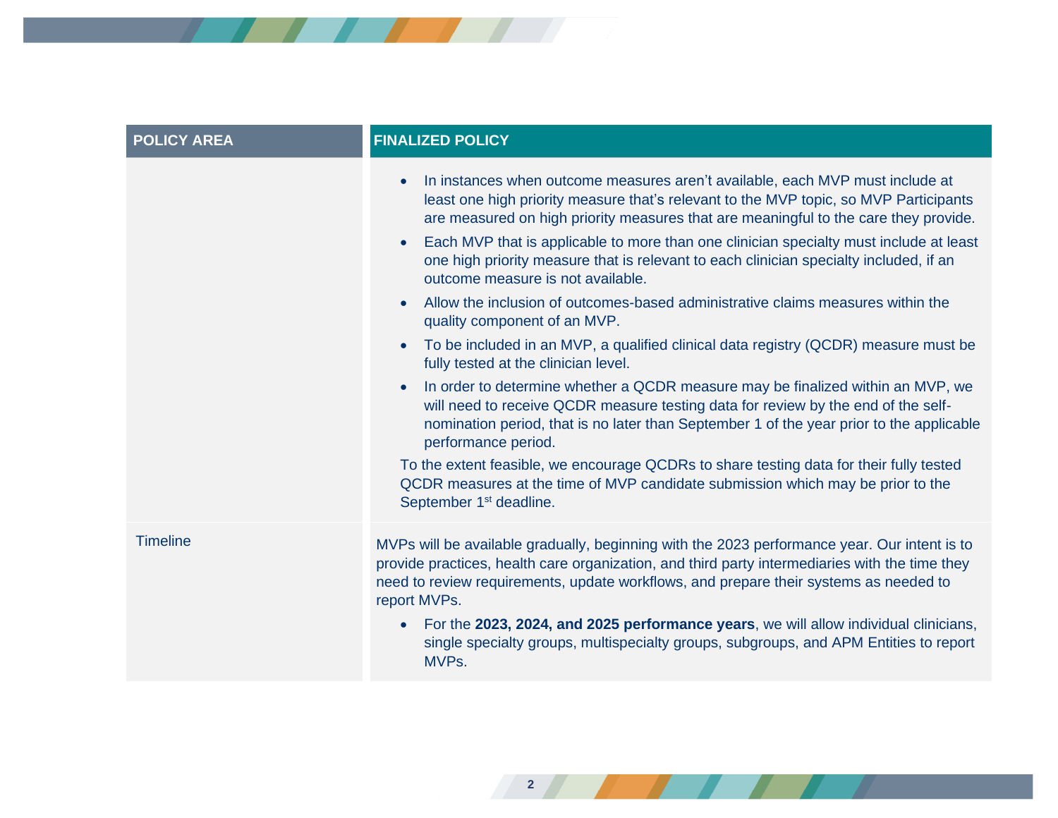| POLICY AREA | FINALIZED POLICY |
| --- | --- |
| | • In instances when outcome measures aren't available, each MVP must include at least one high priority measure that's relevant to the MVP topic, so MVP Participants are measured on high priority measures that are meaningful to the care they provide.<br>• Each MVP that is applicable to more than one clinician specialty must include at least one high priority measure that is relevant to each clinician specialty included, if an outcome measure is not available.<br>• Allow the inclusion of outcomes-based administrative claims measures within the quality component of an MVP.<br>• To be included in an MVP, a qualified clinical data registry (QCDR) measure must be fully tested at the clinician level.<br>• In order to determine whether a QCDR measure may be finalized within an MVP, we will need to receive QCDR measure testing data for review by the end of the self-nomination period, that is no later than September 1 of the year prior to the applicable performance period.<br>To the extent feasible, we encourage QCDRs to share testing data for their fully tested QCDR measures at the time of MVP candidate submission which may be prior to the September 1st deadline. |
| Timeline | MVPs will be available gradually, beginning with the 2023 performance year. Our intent is to provide practices, health care organization, and third party intermediaries with the time they need to review requirements, update workflows, and prepare their systems as needed to report MVPs.<br>• For the **2023, 2024, and 2025 performance years**, we will allow individual clinicians, single specialty groups, multispecialty groups, subgroups, and APM Entities to report MVPs. |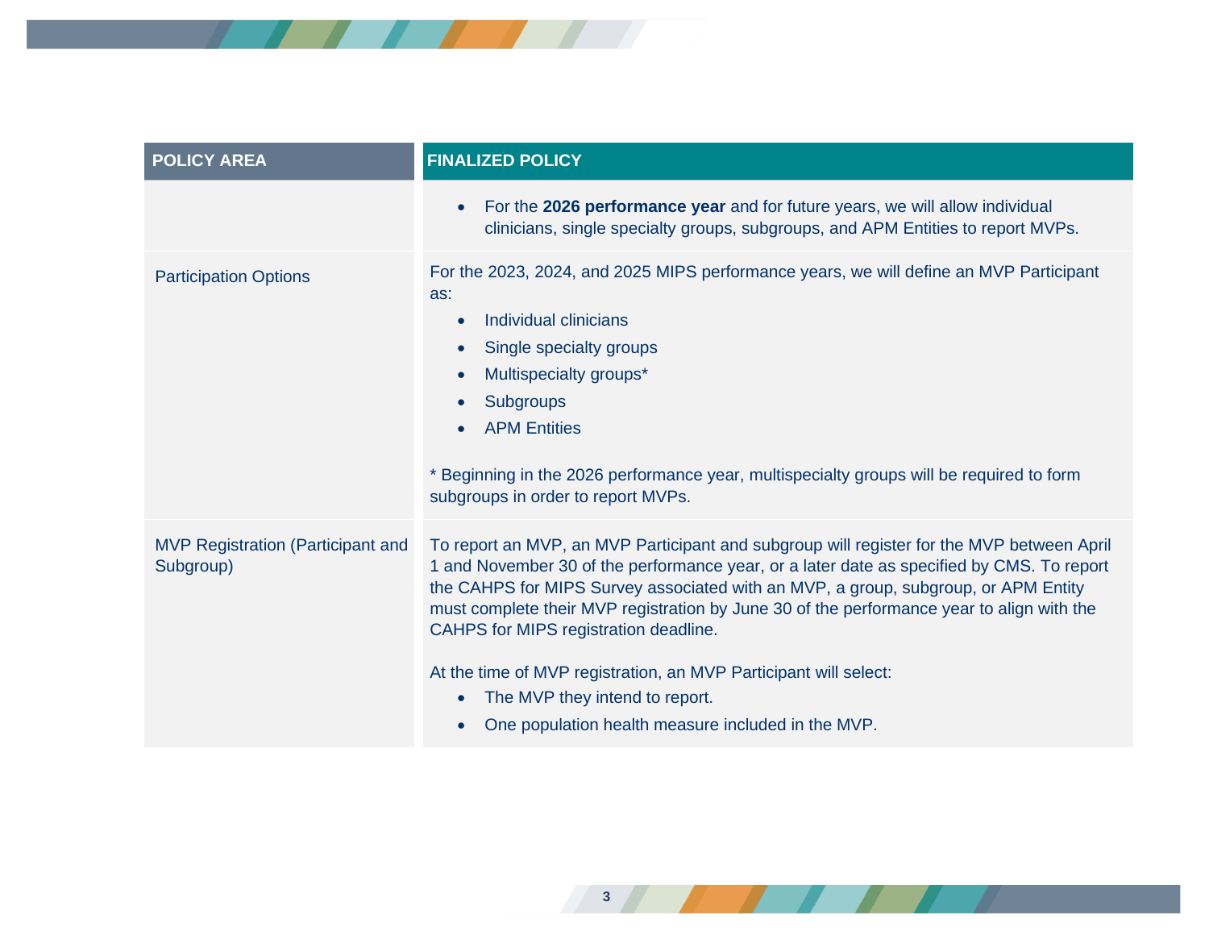| POLICY AREA | FINALIZED POLICY |
| --- | --- |
| | • For the **2026 performance year** and for future years, we will allow individual clinicians, single specialty groups, subgroups, and APM Entities to report MVPs. |
| Participation Options | For the 2023, 2024, and 2025 MIPS performance years, we will define an MVP Participant as:<br>• Individual clinicians<br>• Single specialty groups<br>• Multispecialty groups*<br>• Subgroups<br>• APM Entities<br><br>* Beginning in the 2026 performance year, multispecialty groups will be required to form subgroups in order to report MVPs. |
| MVP Registration (Participant and Subgroup) | To report an MVP, an MVP Participant and subgroup will register for the MVP between April 1 and November 30 of the performance year, or a later date as specified by CMS. To report the CAHPS for MIPS Survey associated with an MVP, a group, subgroup, or APM Entity must complete their MVP registration by June 30 of the performance year to align with the CAHPS for MIPS registration deadline.<br><br>At the time of MVP registration, an MVP Participant will select:<br>• The MVP they intend to report.<br>• One population health measure included in the MVP. |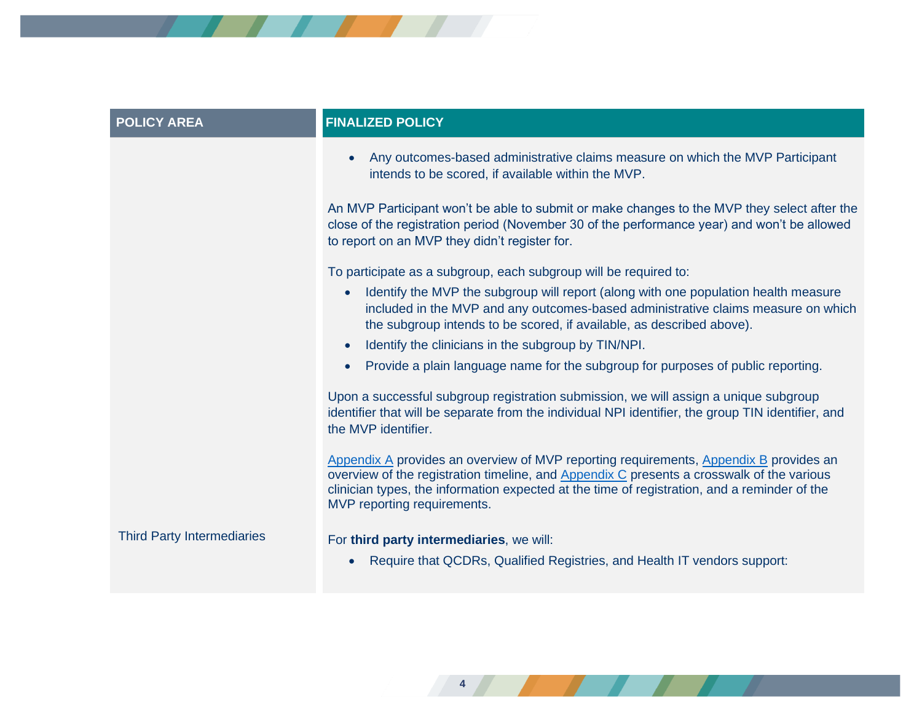| POLICY AREA | FINALIZED POLICY |
|---|---|
| | • Any outcomes-based administrative claims measure on which the MVP Participant intends to be scored, if available within the MVP.<br><br>An MVP Participant won't be able to submit or make changes to the MVP they select after the close of the registration period (November 30 of the performance year) and won't be allowed to report on an MVP they didn't register for.<br><br>To participate as a subgroup, each subgroup will be required to:<br>• Identify the MVP the subgroup will report (along with one population health measure included in the MVP and any outcomes-based administrative claims measure on which the subgroup intends to be scored, if available, as described above).<br>• Identify the clinicians in the subgroup by TIN/NPI.<br>• Provide a plain language name for the subgroup for purposes of public reporting.<br><br>Upon a successful subgroup registration submission, we will assign a unique subgroup identifier that will be separate from the individual NPI identifier, the group TIN identifier, and the MVP identifier.<br><br>Appendix A provides an overview of MVP reporting requirements, Appendix B provides an overview of the registration timeline, and Appendix C presents a crosswalk of the various clinician types, the information expected at the time of registration, and a reminder of the MVP reporting requirements. |
| Third Party Intermediaries | For **third party intermediaries**, we will:<br>• Require that QCDRs, Qualified Registries, and Health IT vendors support: |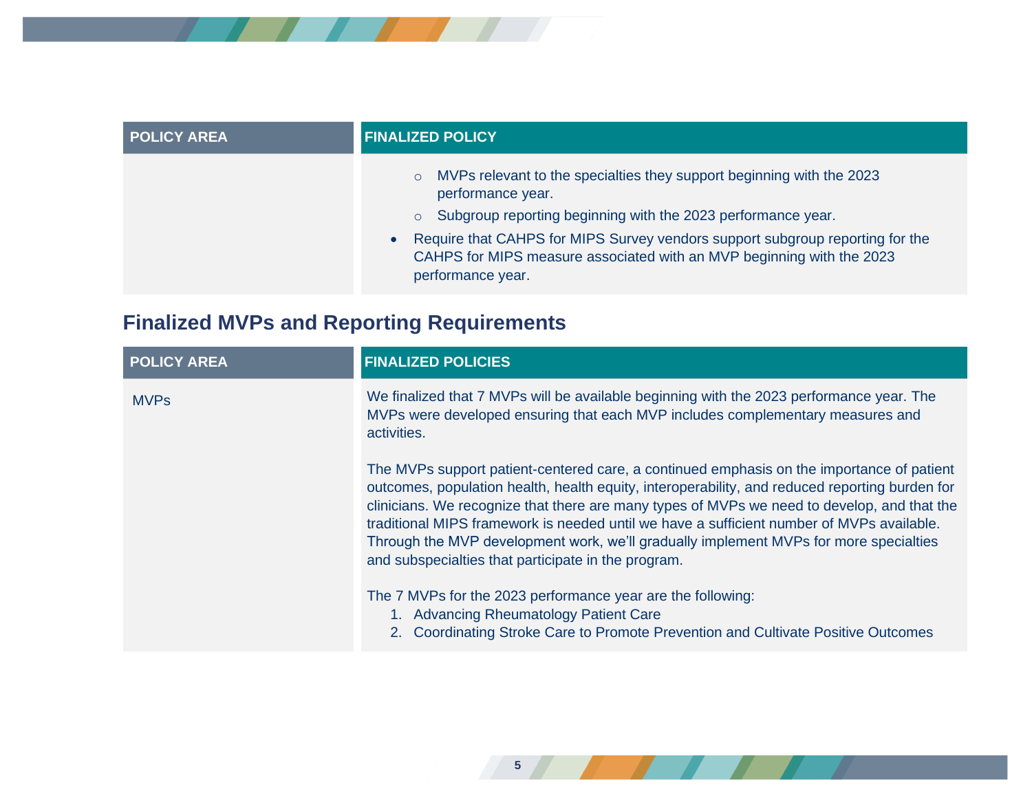| POLICY AREA | FINALIZED POLICY |
|---|---|
| | ○ MVPs relevant to the specialties they support beginning with the 2023 performance year.<br>○ Subgroup reporting beginning with the 2023 performance year.<br>• Require that CAHPS for MIPS Survey vendors support subgroup reporting for the CAHPS for MIPS measure associated with an MVP beginning with the 2023 performance year. |

## Finalized MVPs and Reporting Requirements

| POLICY AREA | FINALIZED POLICIES |
|---|---|
| MVPs | We finalized that 7 MVPs will be available beginning with the 2023 performance year. The MVPs were developed ensuring that each MVP includes complementary measures and activities.<br><br>The MVPs support patient-centered care, a continued emphasis on the importance of patient outcomes, population health, health equity, interoperability, and reduced reporting burden for clinicians. We recognize that there are many types of MVPs we need to develop, and that the traditional MIPS framework is needed until we have a sufficient number of MVPs available. Through the MVP development work, we'll gradually implement MVPs for more specialties and subspecialties that participate in the program.<br><br>The 7 MVPs for the 2023 performance year are the following:<br>1. Advancing Rheumatology Patient Care<br>2. Coordinating Stroke Care to Promote Prevention and Cultivate Positive Outcomes |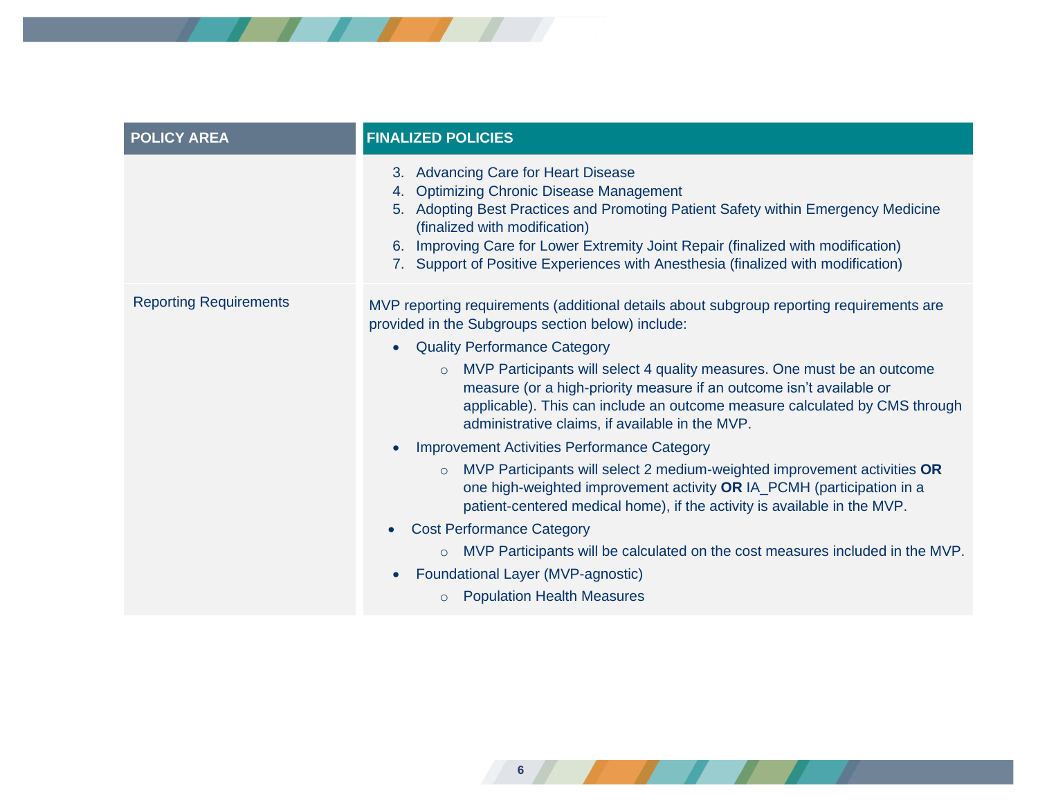| POLICY AREA | FINALIZED POLICIES |
| --- | --- |
| | 3. Advancing Care for Heart Disease<br>4. Optimizing Chronic Disease Management<br>5. Adopting Best Practices and Promoting Patient Safety within Emergency Medicine (finalized with modification)<br>6. Improving Care for Lower Extremity Joint Repair (finalized with modification)<br>7. Support of Positive Experiences with Anesthesia (finalized with modification) |
| Reporting Requirements | MVP reporting requirements (additional details about subgroup reporting requirements are provided in the Subgroups section below) include:<br>• Quality Performance Category<br>&nbsp;&nbsp;&nbsp;&nbsp;○ MVP Participants will select 4 quality measures. One must be an outcome measure (or a high-priority measure if an outcome isn't available or applicable). This can include an outcome measure calculated by CMS through administrative claims, if available in the MVP.<br>• Improvement Activities Performance Category<br>&nbsp;&nbsp;&nbsp;&nbsp;○ MVP Participants will select 2 medium-weighted improvement activities **OR** one high-weighted improvement activity **OR** IA_PCMH (participation in a patient-centered medical home), if the activity is available in the MVP.<br>• Cost Performance Category<br>&nbsp;&nbsp;&nbsp;&nbsp;○ MVP Participants will be calculated on the cost measures included in the MVP.<br>• Foundational Layer (MVP-agnostic)<br>&nbsp;&nbsp;&nbsp;&nbsp;○ Population Health Measures |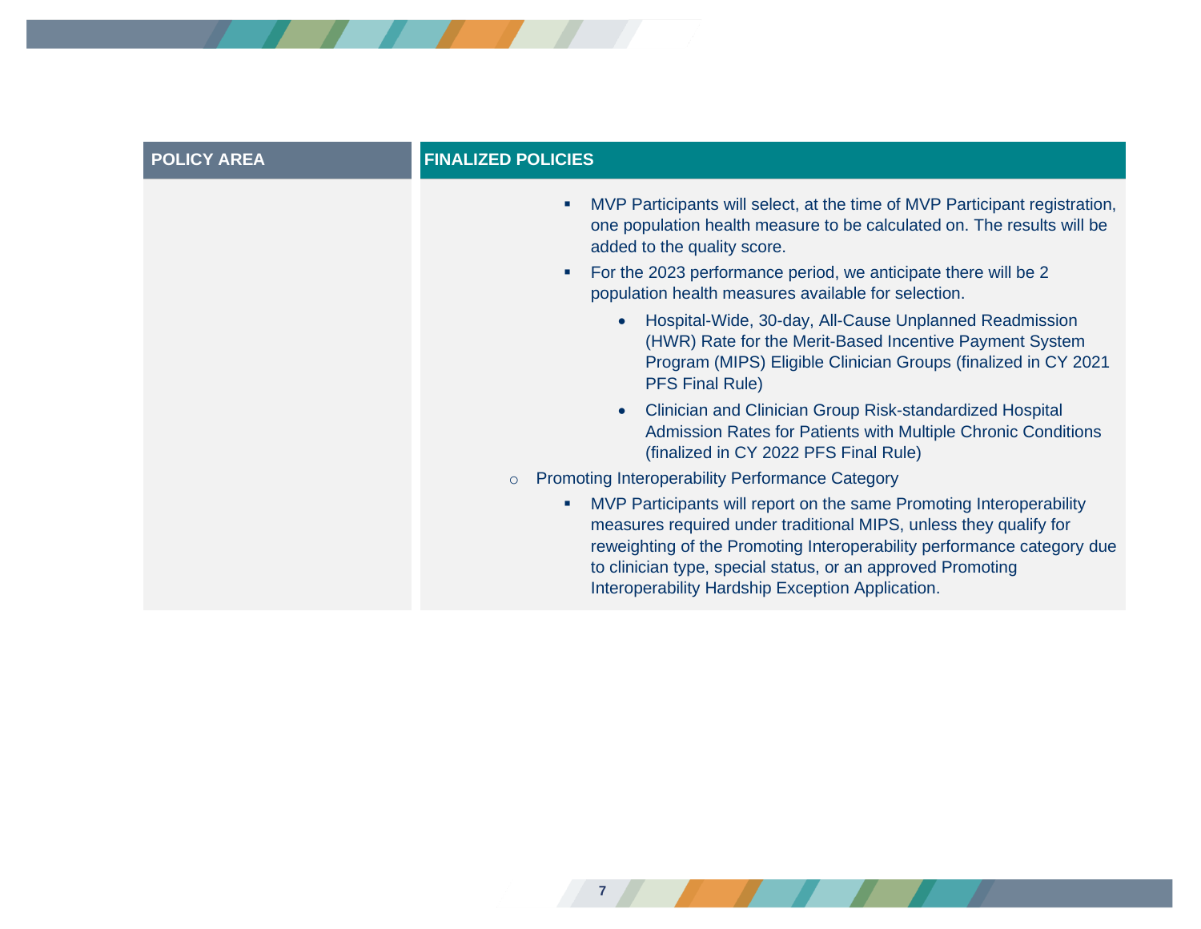| POLICY AREA | FINALIZED POLICIES |
| --- | --- |
| | ▪ MVP Participants will select, at the time of MVP Participant registration, one population health measure to be calculated on. The results will be added to the quality score.<br>▪ For the 2023 performance period, we anticipate there will be 2 population health measures available for selection.<br>• Hospital-Wide, 30-day, All-Cause Unplanned Readmission (HWR) Rate for the Merit-Based Incentive Payment System Program (MIPS) Eligible Clinician Groups (finalized in CY 2021 PFS Final Rule)<br>• Clinician and Clinician Group Risk-standardized Hospital Admission Rates for Patients with Multiple Chronic Conditions (finalized in CY 2022 PFS Final Rule)<br>○ Promoting Interoperability Performance Category<br>▪ MVP Participants will report on the same Promoting Interoperability measures required under traditional MIPS, unless they qualify for reweighting of the Promoting Interoperability performance category due to clinician type, special status, or an approved Promoting Interoperability Hardship Exception Application. |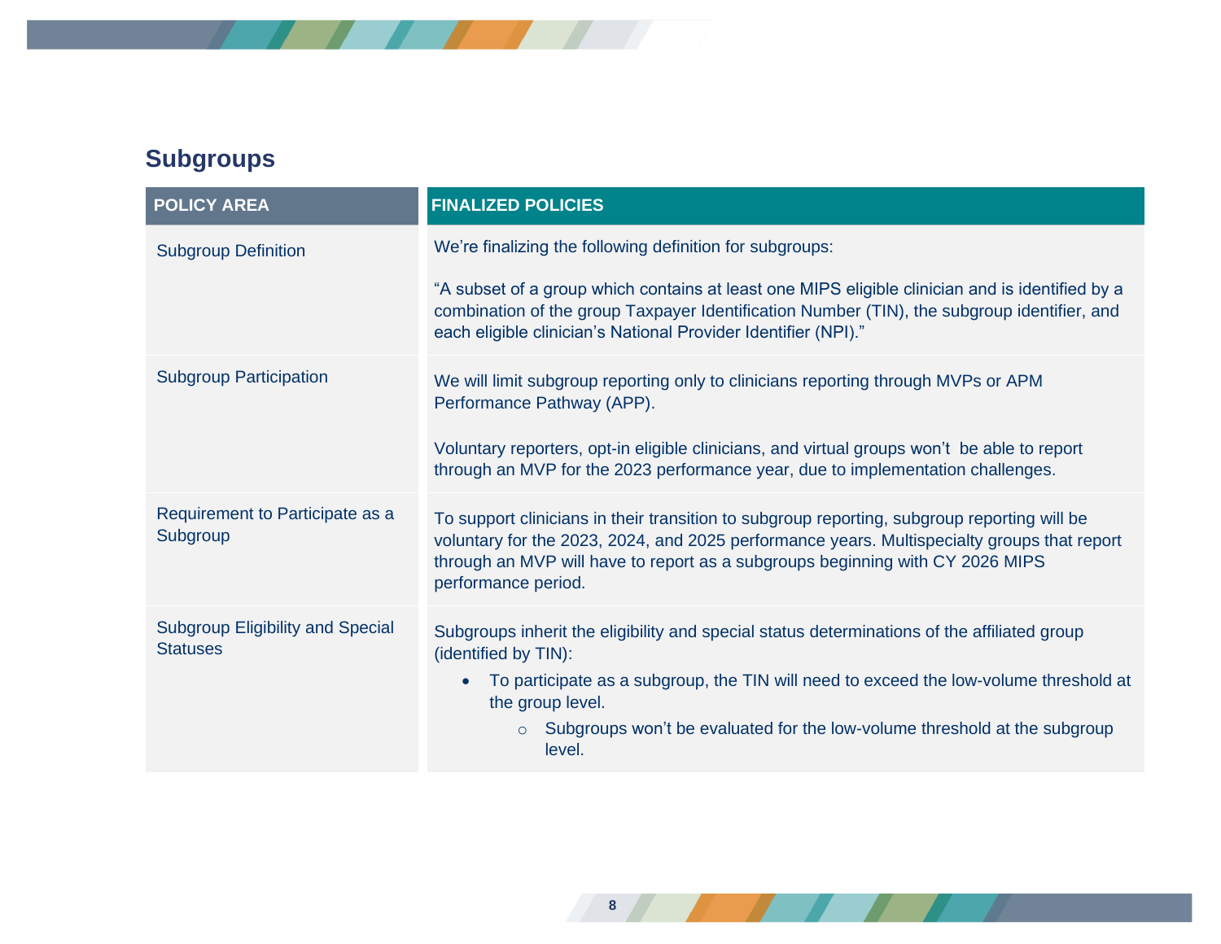## Subgroups

| POLICY AREA | FINALIZED POLICIES |
| --- | --- |
| Subgroup Definition | We're finalizing the following definition for subgroups:<br><br>"A subset of a group which contains at least one MIPS eligible clinician and is identified by a combination of the group Taxpayer Identification Number (TIN), the subgroup identifier, and each eligible clinician's National Provider Identifier (NPI)." |
| Subgroup Participation | We will limit subgroup reporting only to clinicians reporting through MVPs or APM Performance Pathway (APP).<br><br>Voluntary reporters, opt-in eligible clinicians, and virtual groups won't be able to report through an MVP for the 2023 performance year, due to implementation challenges. |
| Requirement to Participate as a Subgroup | To support clinicians in their transition to subgroup reporting, subgroup reporting will be voluntary for the 2023, 2024, and 2025 performance years. Multispecialty groups that report through an MVP will have to report as a subgroups beginning with CY 2026 MIPS performance period. |
| Subgroup Eligibility and Special Statuses | Subgroups inherit the eligibility and special status determinations of the affiliated group (identified by TIN):<br>• To participate as a subgroup, the TIN will need to exceed the low-volume threshold at the group level.<br>&nbsp;&nbsp;&nbsp;&nbsp;○ Subgroups won't be evaluated for the low-volume threshold at the subgroup level. |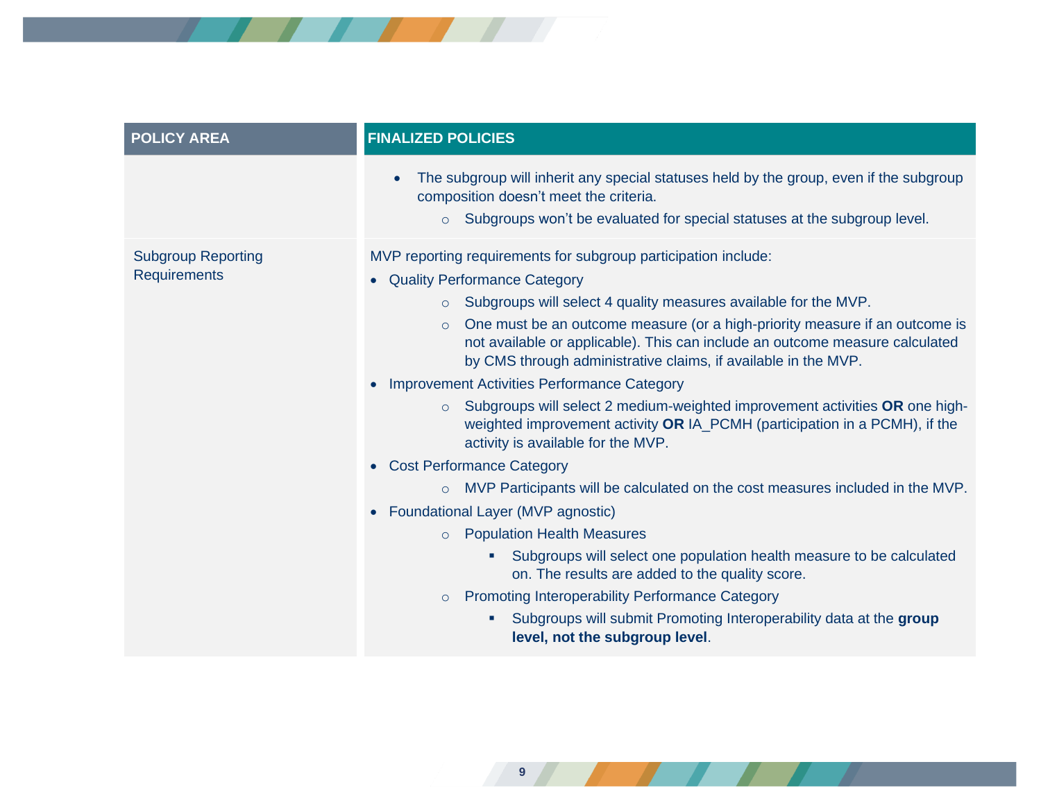| POLICY AREA | FINALIZED POLICIES |
|---|---|
| | • The subgroup will inherit any special statuses held by the group, even if the subgroup composition doesn't meet the criteria.<br>  ○ Subgroups won't be evaluated for special statuses at the subgroup level. |
| Subgroup Reporting Requirements | MVP reporting requirements for subgroup participation include:<br>• Quality Performance Category<br>  ○ Subgroups will select 4 quality measures available for the MVP.<br>  ○ One must be an outcome measure (or a high-priority measure if an outcome is not available or applicable). This can include an outcome measure calculated by CMS through administrative claims, if available in the MVP.<br>• Improvement Activities Performance Category<br>  ○ Subgroups will select 2 medium-weighted improvement activities **OR** one high-weighted improvement activity **OR** IA_PCMH (participation in a PCMH), if the activity is available for the MVP.<br>• Cost Performance Category<br>  ○ MVP Participants will be calculated on the cost measures included in the MVP.<br>• Foundational Layer (MVP agnostic)<br>  ○ Population Health Measures<br>    ▪ Subgroups will select one population health measure to be calculated on. The results are added to the quality score.<br>  ○ Promoting Interoperability Performance Category<br>    ▪ Subgroups will submit Promoting Interoperability data at the **group level, not the subgroup level**. |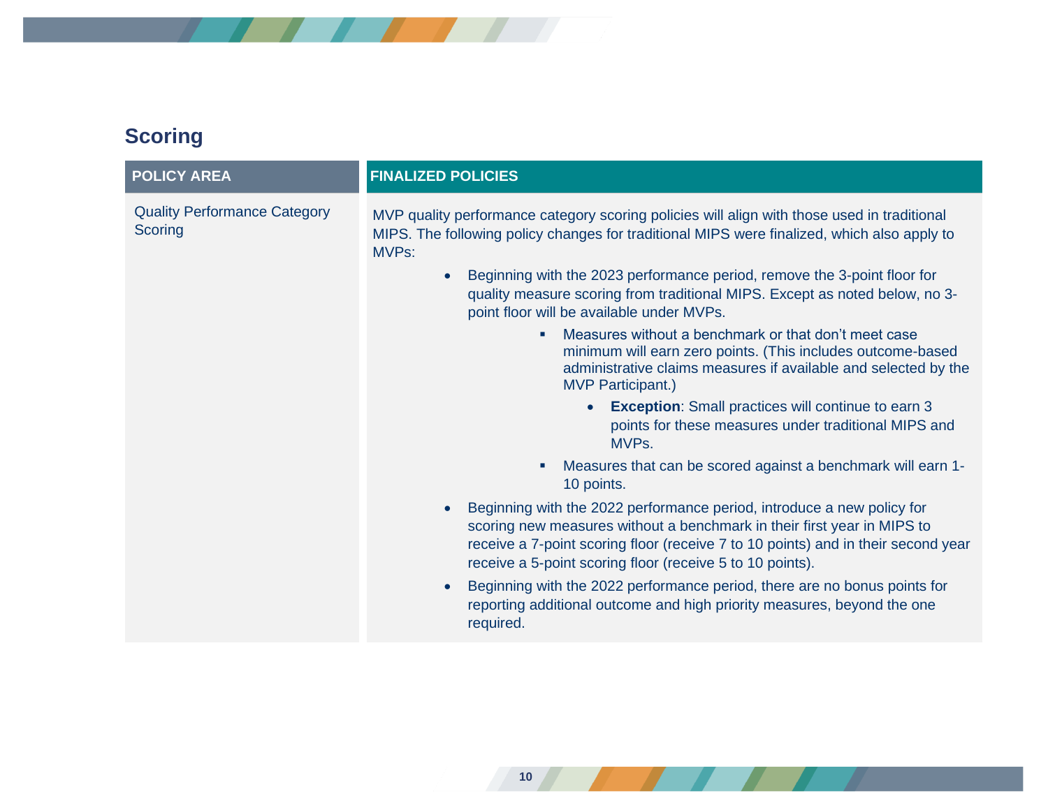## Scoring

| POLICY AREA | FINALIZED POLICIES |
|---|---|
| Quality Performance Category Scoring | MVP quality performance category scoring policies will align with those used in traditional MIPS. The following policy changes for traditional MIPS were finalized, which also apply to MVPs:<br><br>• Beginning with the 2023 performance period, remove the 3-point floor for quality measure scoring from traditional MIPS. Except as noted below, no 3-point floor will be available under MVPs.<br>&nbsp;&nbsp;&nbsp;&nbsp;▪ Measures without a benchmark or that don't meet case minimum will earn zero points. (This includes outcome-based administrative claims measures if available and selected by the MVP Participant.)<br>&nbsp;&nbsp;&nbsp;&nbsp;&nbsp;&nbsp;&nbsp;&nbsp;• **Exception**: Small practices will continue to earn 3 points for these measures under traditional MIPS and MVPs.<br>&nbsp;&nbsp;&nbsp;&nbsp;▪ Measures that can be scored against a benchmark will earn 1-10 points.<br>• Beginning with the 2022 performance period, introduce a new policy for scoring new measures without a benchmark in their first year in MIPS to receive a 7-point scoring floor (receive 7 to 10 points) and in their second year receive a 5-point scoring floor (receive 5 to 10 points).<br>• Beginning with the 2022 performance period, there are no bonus points for reporting additional outcome and high priority measures, beyond the one required. |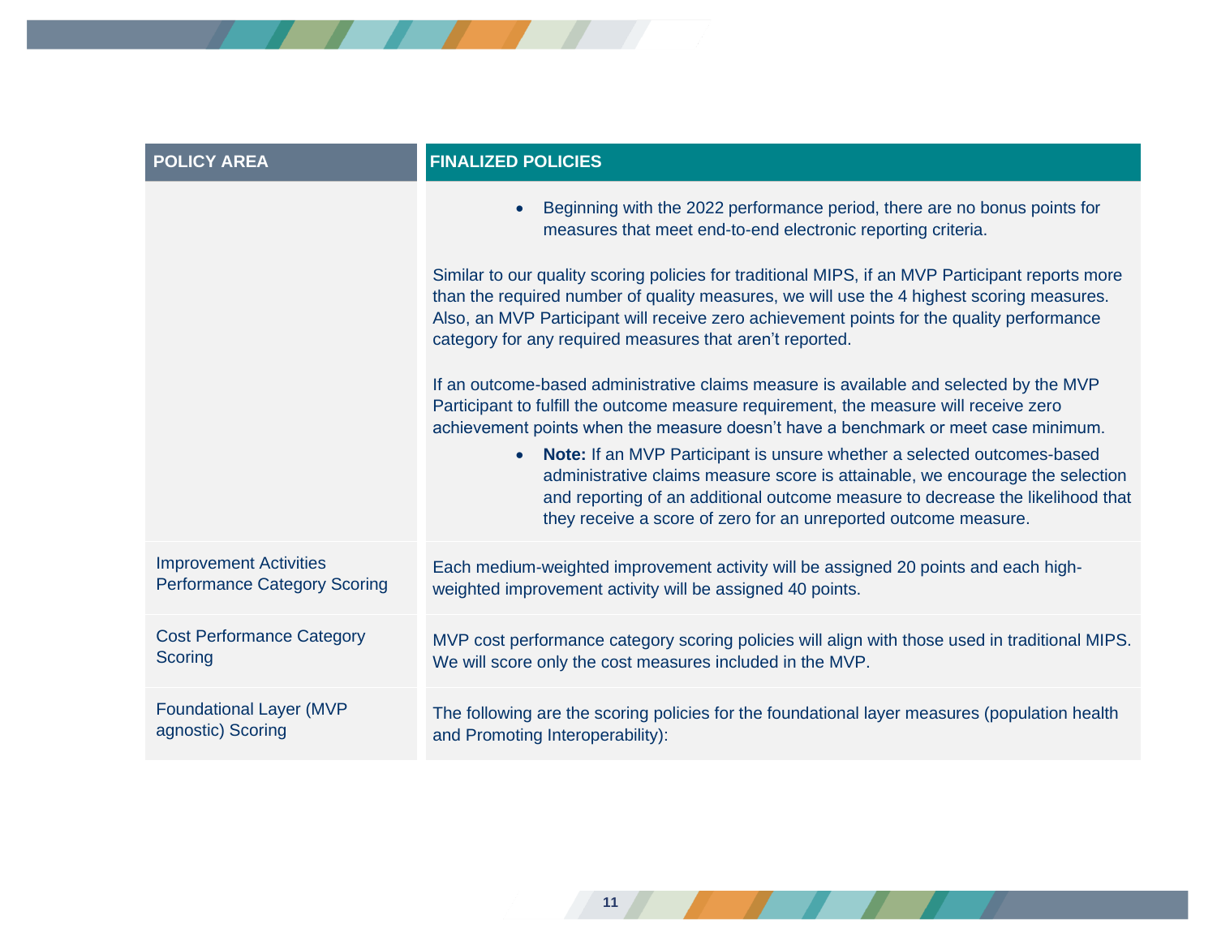| POLICY AREA | FINALIZED POLICIES |
|---|---|
| | • Beginning with the 2022 performance period, there are no bonus points for measures that meet end-to-end electronic reporting criteria.<br><br>Similar to our quality scoring policies for traditional MIPS, if an MVP Participant reports more than the required number of quality measures, we will use the 4 highest scoring measures. Also, an MVP Participant will receive zero achievement points for the quality performance category for any required measures that aren't reported.<br><br>If an outcome-based administrative claims measure is available and selected by the MVP Participant to fulfill the outcome measure requirement, the measure will receive zero achievement points when the measure doesn't have a benchmark or meet case minimum.<br>• **Note:** If an MVP Participant is unsure whether a selected outcomes-based administrative claims measure score is attainable, we encourage the selection and reporting of an additional outcome measure to decrease the likelihood that they receive a score of zero for an unreported outcome measure. |
| Improvement Activities Performance Category Scoring | Each medium-weighted improvement activity will be assigned 20 points and each high-weighted improvement activity will be assigned 40 points. |
| Cost Performance Category Scoring | MVP cost performance category scoring policies will align with those used in traditional MIPS. We will score only the cost measures included in the MVP. |
| Foundational Layer (MVP agnostic) Scoring | The following are the scoring policies for the foundational layer measures (population health and Promoting Interoperability): |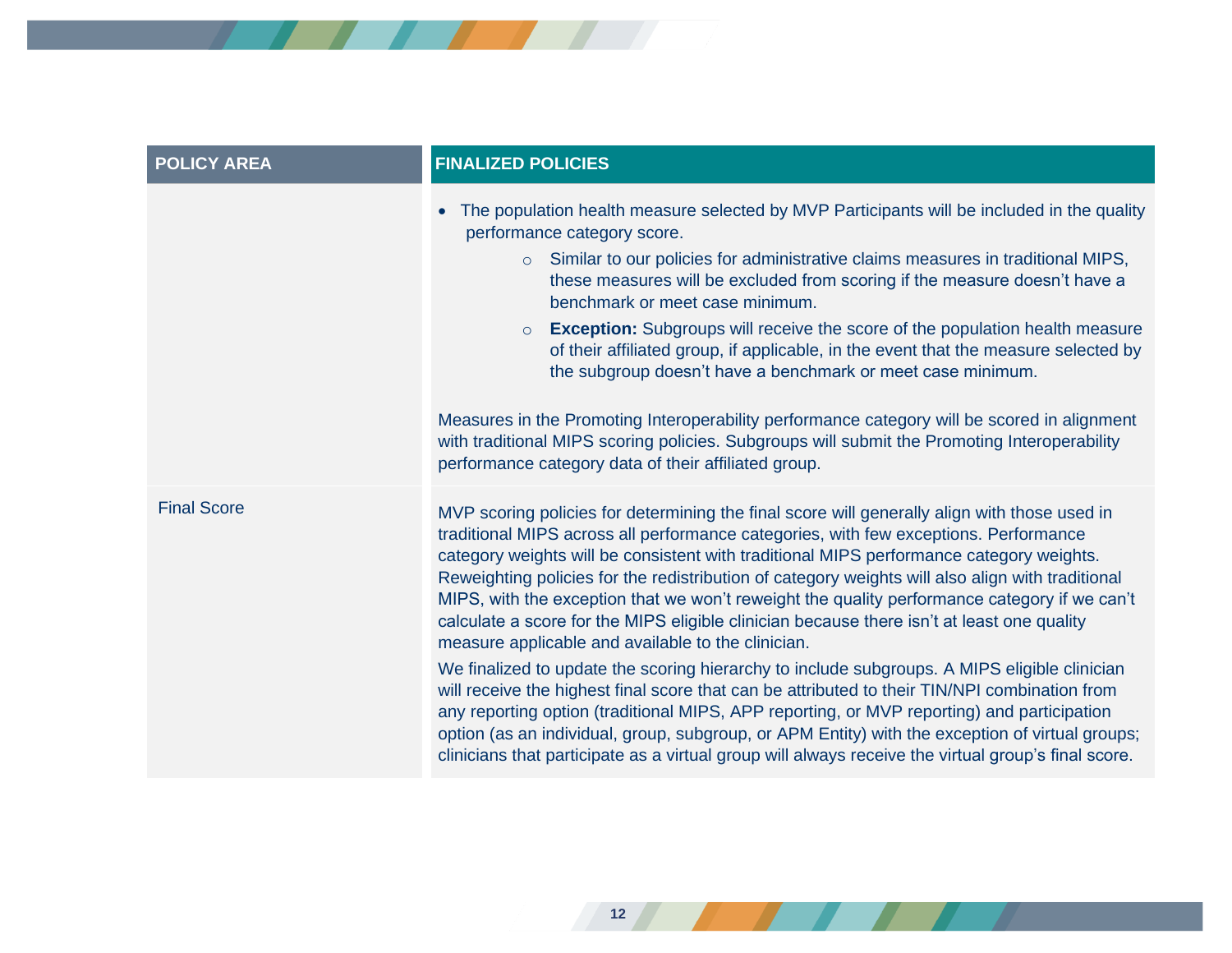| POLICY AREA | FINALIZED POLICIES |
| --- | --- |
| | • The population health measure selected by MVP Participants will be included in the quality performance category score.<br>  ○ Similar to our policies for administrative claims measures in traditional MIPS, these measures will be excluded from scoring if the measure doesn't have a benchmark or meet case minimum.<br>  ○ **Exception:** Subgroups will receive the score of the population health measure of their affiliated group, if applicable, in the event that the measure selected by the subgroup doesn't have a benchmark or meet case minimum.<br><br>Measures in the Promoting Interoperability performance category will be scored in alignment with traditional MIPS scoring policies. Subgroups will submit the Promoting Interoperability performance category data of their affiliated group. |
| Final Score | MVP scoring policies for determining the final score will generally align with those used in traditional MIPS across all performance categories, with few exceptions. Performance category weights will be consistent with traditional MIPS performance category weights. Reweighting policies for the redistribution of category weights will also align with traditional MIPS, with the exception that we won't reweight the quality performance category if we can't calculate a score for the MIPS eligible clinician because there isn't at least one quality measure applicable and available to the clinician.<br><br>We finalized to update the scoring hierarchy to include subgroups. A MIPS eligible clinician will receive the highest final score that can be attributed to their TIN/NPI combination from any reporting option (traditional MIPS, APP reporting, or MVP reporting) and participation option (as an individual, group, subgroup, or APM Entity) with the exception of virtual groups; clinicians that participate as a virtual group will always receive the virtual group's final score. |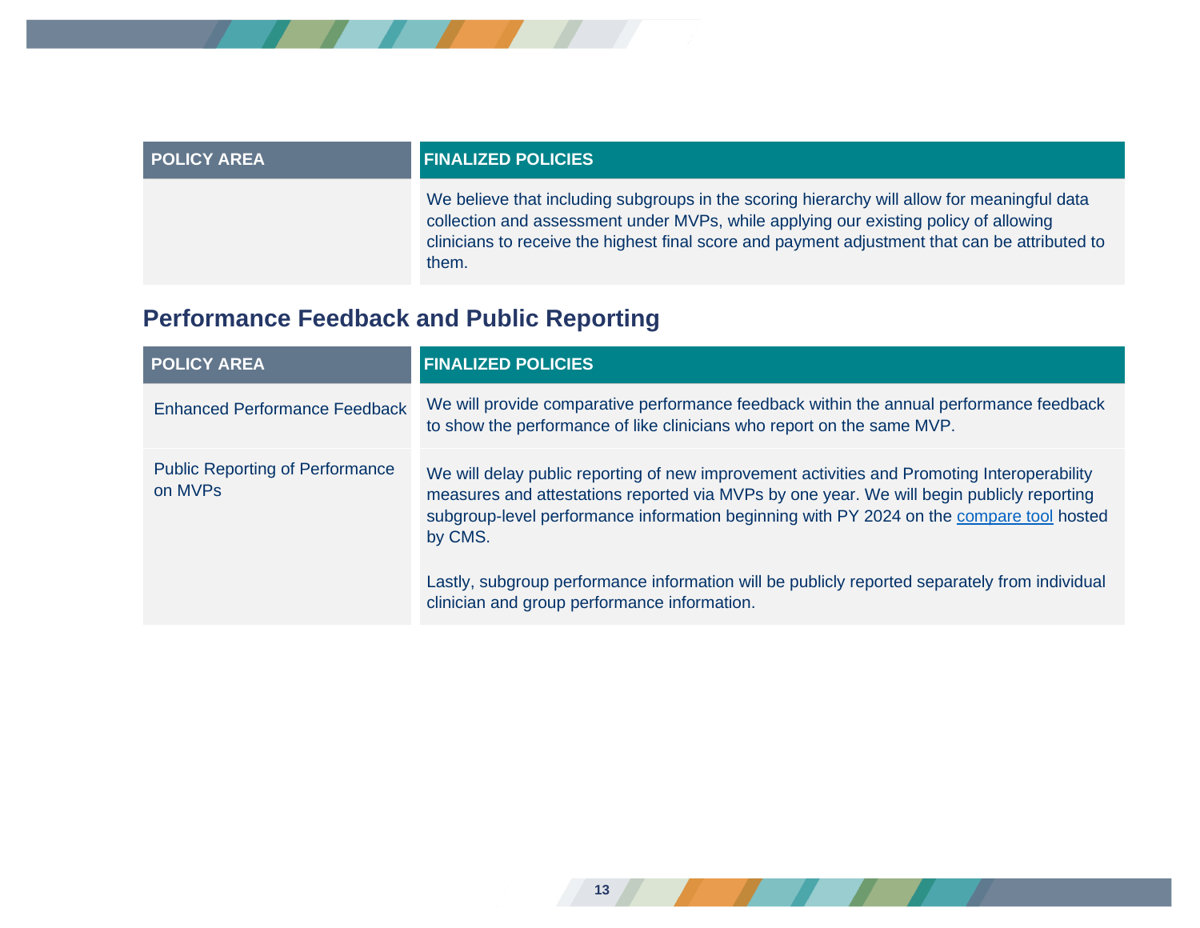| POLICY AREA | FINALIZED POLICIES |
|---|---|
| | We believe that including subgroups in the scoring hierarchy will allow for meaningful data collection and assessment under MVPs, while applying our existing policy of allowing clinicians to receive the highest final score and payment adjustment that can be attributed to them. |

## Performance Feedback and Public Reporting

| POLICY AREA | FINALIZED POLICIES |
|---|---|
| Enhanced Performance Feedback | We will provide comparative performance feedback within the annual performance feedback to show the performance of like clinicians who report on the same MVP. |
| Public Reporting of Performance on MVPs | We will delay public reporting of new improvement activities and Promoting Interoperability measures and attestations reported via MVPs by one year. We will begin publicly reporting subgroup-level performance information beginning with PY 2024 on the compare tool hosted by CMS.<br><br>Lastly, subgroup performance information will be publicly reported separately from individual clinician and group performance information. |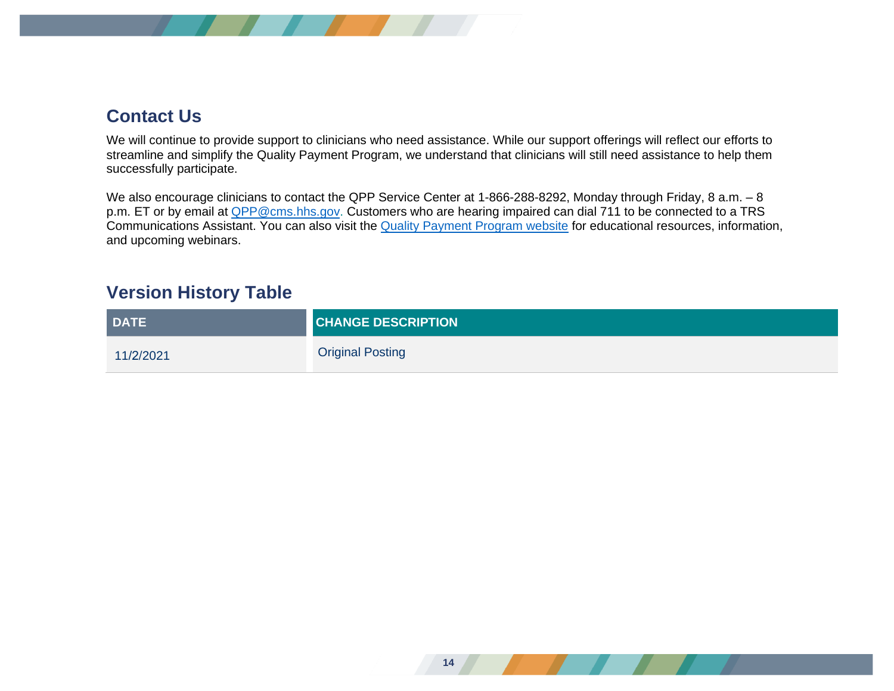## Contact Us

We will continue to provide support to clinicians who need assistance. While our support offerings will reflect our efforts to streamline and simplify the Quality Payment Program, we understand that clinicians will still need assistance to help them successfully participate.

We also encourage clinicians to contact the QPP Service Center at 1-866-288-8292, Monday through Friday, 8 a.m. – 8 p.m. ET or by email at QPP@cms.hhs.gov. Customers who are hearing impaired can dial 711 to be connected to a TRS Communications Assistant. You can also visit the Quality Payment Program website for educational resources, information, and upcoming webinars.

## Version History Table

| DATE | CHANGE DESCRIPTION |
| --- | --- |
| 11/2/2021 | Original Posting |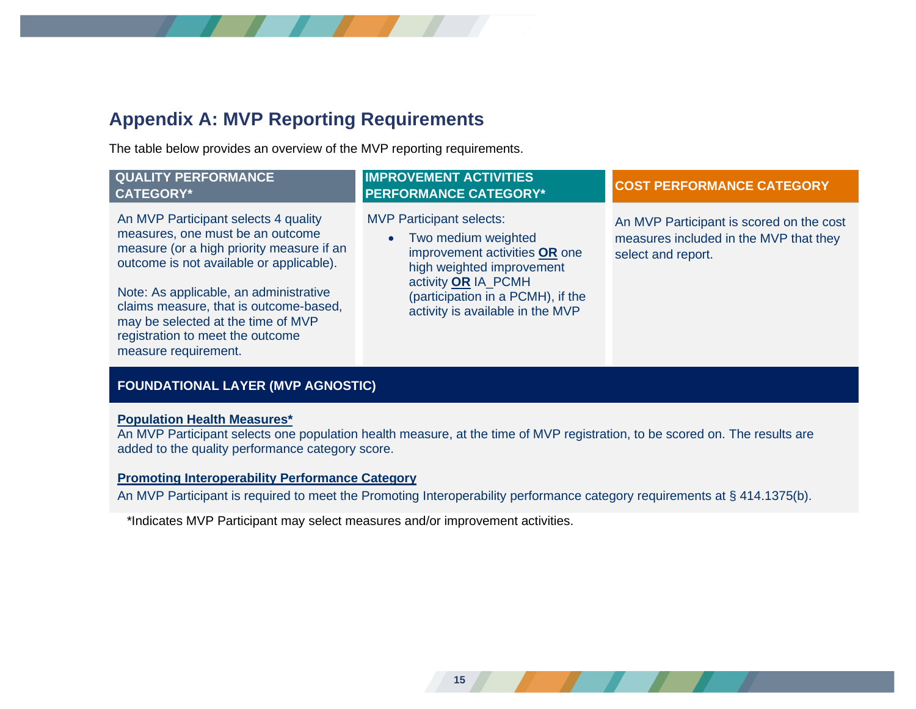## Appendix A: MVP Reporting Requirements

The table below provides an overview of the MVP reporting requirements.

| QUALITY PERFORMANCE CATEGORY* | IMPROVEMENT ACTIVITIES PERFORMANCE CATEGORY* | COST PERFORMANCE CATEGORY |
|---|---|---|
| An MVP Participant selects 4 quality measures, one must be an outcome measure (or a high priority measure if an outcome is not available or applicable).<br><br>Note: As applicable, an administrative claims measure, that is outcome-based, may be selected at the time of MVP registration to meet the outcome measure requirement. | MVP Participant selects:<br>• Two medium weighted improvement activities **OR** one high weighted improvement activity **OR** IA_PCMH (participation in a PCMH), if the activity is available in the MVP | An MVP Participant is scored on the cost measures included in the MVP that they select and report. |

**FOUNDATIONAL LAYER (MVP AGNOSTIC)**

**Population Health Measures***

An MVP Participant selects one population health measure, at the time of MVP registration, to be scored on. The results are added to the quality performance category score.

**Promoting Interoperability Performance Category**

An MVP Participant is required to meet the Promoting Interoperability performance category requirements at § 414.1375(b).

*Indicates MVP Participant may select measures and/or improvement activities.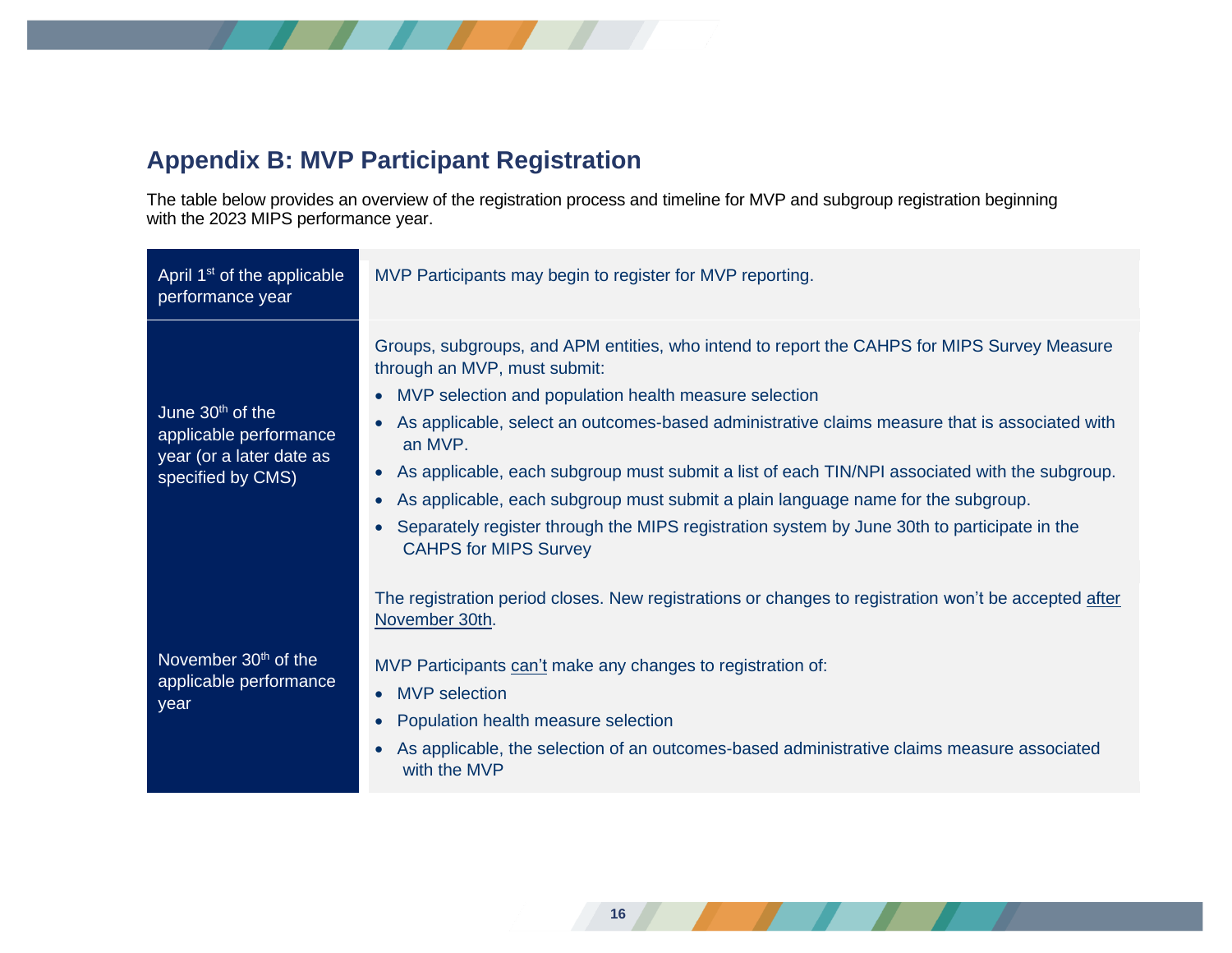## Appendix B: MVP Participant Registration

The table below provides an overview of the registration process and timeline for MVP and subgroup registration beginning with the 2023 MIPS performance year.

| Date | Registration Process |
|---|---|
| April 1st of the applicable performance year | MVP Participants may begin to register for MVP reporting. |
| June 30th of the applicable performance year (or a later date as specified by CMS) | Groups, subgroups, and APM entities, who intend to report the CAHPS for MIPS Survey Measure through an MVP, must submit:<br>• MVP selection and population health measure selection<br>• As applicable, select an outcomes-based administrative claims measure that is associated with an MVP.<br>• As applicable, each subgroup must submit a list of each TIN/NPI associated with the subgroup.<br>• As applicable, each subgroup must submit a plain language name for the subgroup.<br>• Separately register through the MIPS registration system by June 30th to participate in the CAHPS for MIPS Survey |
| November 30th of the applicable performance year | The registration period closes. New registrations or changes to registration won't be accepted after November 30th.<br><br>MVP Participants can't make any changes to registration of:<br>• MVP selection<br>• Population health measure selection<br>• As applicable, the selection of an outcomes-based administrative claims measure associated with the MVP |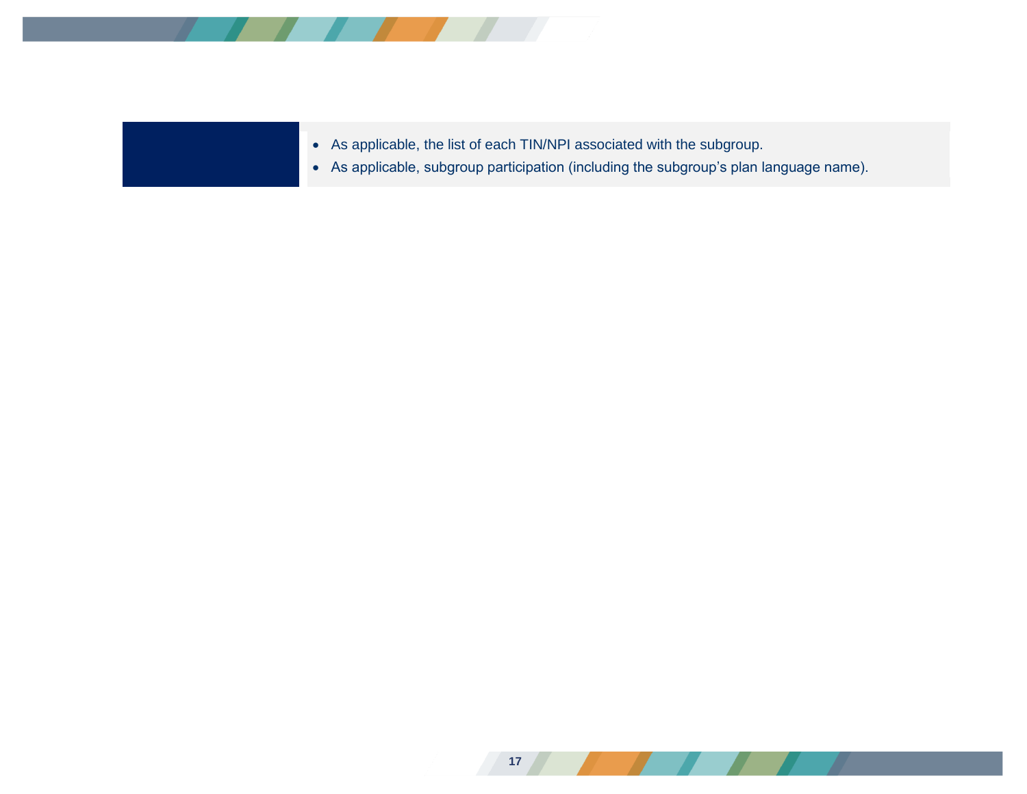- As applicable, the list of each TIN/NPI associated with the subgroup.
- As applicable, subgroup participation (including the subgroup's plan language name).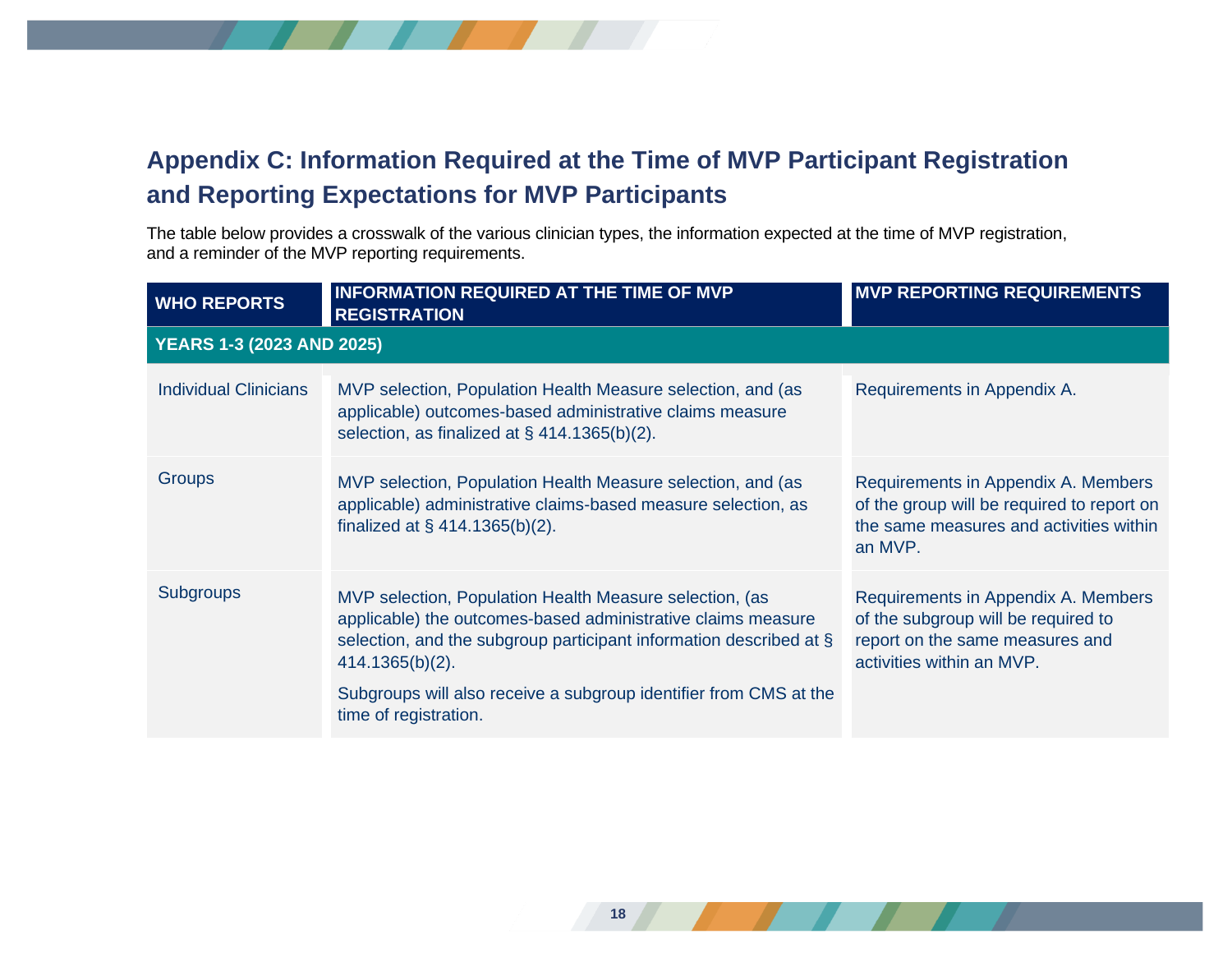## Appendix C: Information Required at the Time of MVP Participant Registration and Reporting Expectations for MVP Participants

The table below provides a crosswalk of the various clinician types, the information expected at the time of MVP registration, and a reminder of the MVP reporting requirements.

| WHO REPORTS | INFORMATION REQUIRED AT THE TIME OF MVP REGISTRATION | MVP REPORTING REQUIREMENTS |
|---|---|---|
| **YEARS 1-3 (2023 AND 2025)** | | |
| Individual Clinicians | MVP selection, Population Health Measure selection, and (as applicable) outcomes-based administrative claims measure selection, as finalized at § 414.1365(b)(2). | Requirements in Appendix A. |
| Groups | MVP selection, Population Health Measure selection, and (as applicable) administrative claims-based measure selection, as finalized at § 414.1365(b)(2). | Requirements in Appendix A. Members of the group will be required to report on the same measures and activities within an MVP. |
| Subgroups | MVP selection, Population Health Measure selection, (as applicable) the outcomes-based administrative claims measure selection, and the subgroup participant information described at § 414.1365(b)(2).<br><br>Subgroups will also receive a subgroup identifier from CMS at the time of registration. | Requirements in Appendix A. Members of the subgroup will be required to report on the same measures and activities within an MVP. |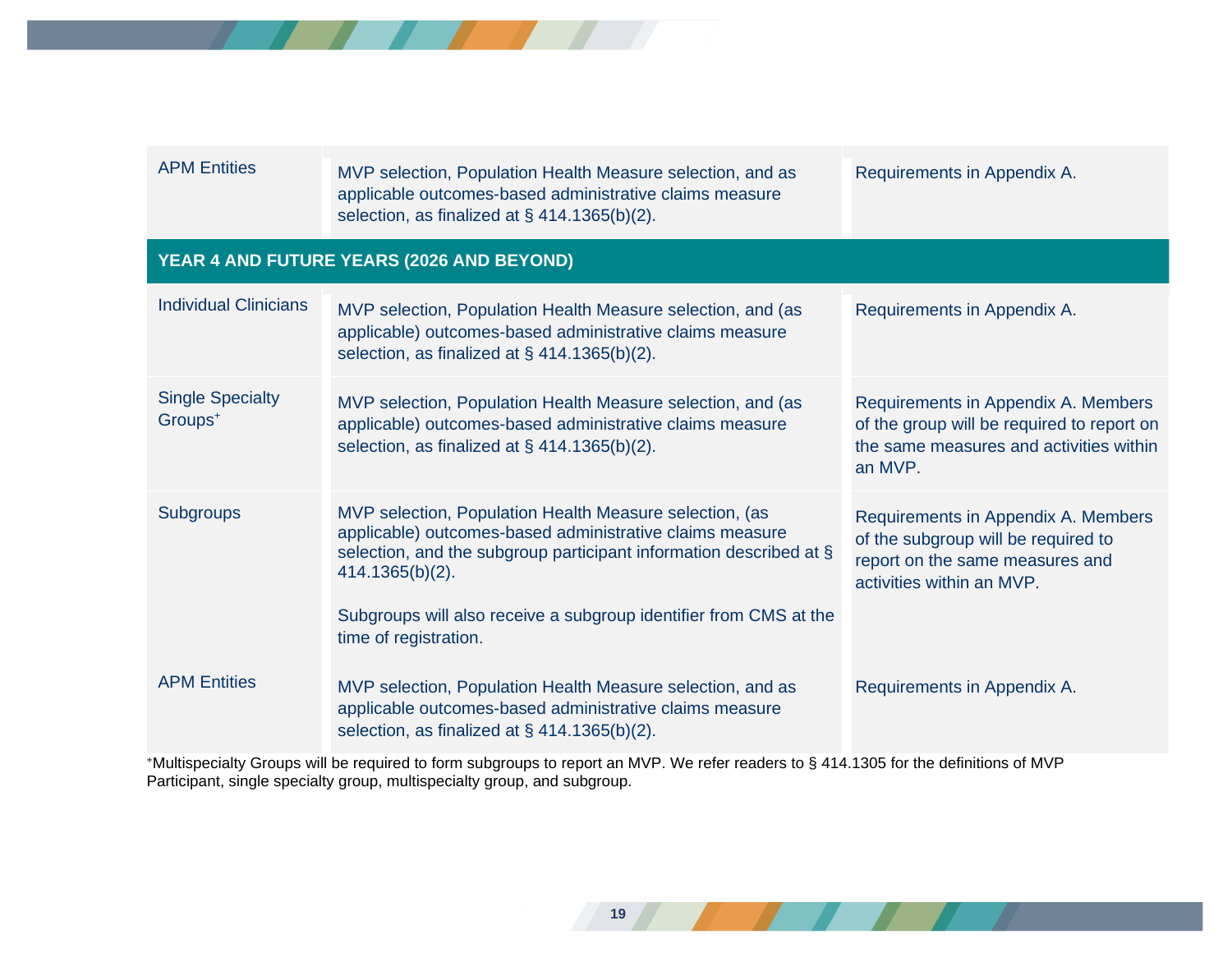| | | |
|---|---|---|
| APM Entities | MVP selection, Population Health Measure selection, and as applicable outcomes-based administrative claims measure selection, as finalized at § 414.1365(b)(2). | Requirements in Appendix A. |
| **YEAR 4 AND FUTURE YEARS (2026 AND BEYOND)** | | |
| Individual Clinicians | MVP selection, Population Health Measure selection, and (as applicable) outcomes-based administrative claims measure selection, as finalized at § 414.1365(b)(2). | Requirements in Appendix A. |
| Single Specialty Groups+ | MVP selection, Population Health Measure selection, and (as applicable) outcomes-based administrative claims measure selection, as finalized at § 414.1365(b)(2). | Requirements in Appendix A. Members of the group will be required to report on the same measures and activities within an MVP. |
| Subgroups | MVP selection, Population Health Measure selection, (as applicable) outcomes-based administrative claims measure selection, and the subgroup participant information described at § 414.1365(b)(2).<br><br>Subgroups will also receive a subgroup identifier from CMS at the time of registration. | Requirements in Appendix A. Members of the subgroup will be required to report on the same measures and activities within an MVP. |
| APM Entities | MVP selection, Population Health Measure selection, and as applicable outcomes-based administrative claims measure selection, as finalized at § 414.1365(b)(2). | Requirements in Appendix A. |

+Multispecialty Groups will be required to form subgroups to report an MVP. We refer readers to § 414.1305 for the definitions of MVP Participant, single specialty group, multispecialty group, and subgroup.